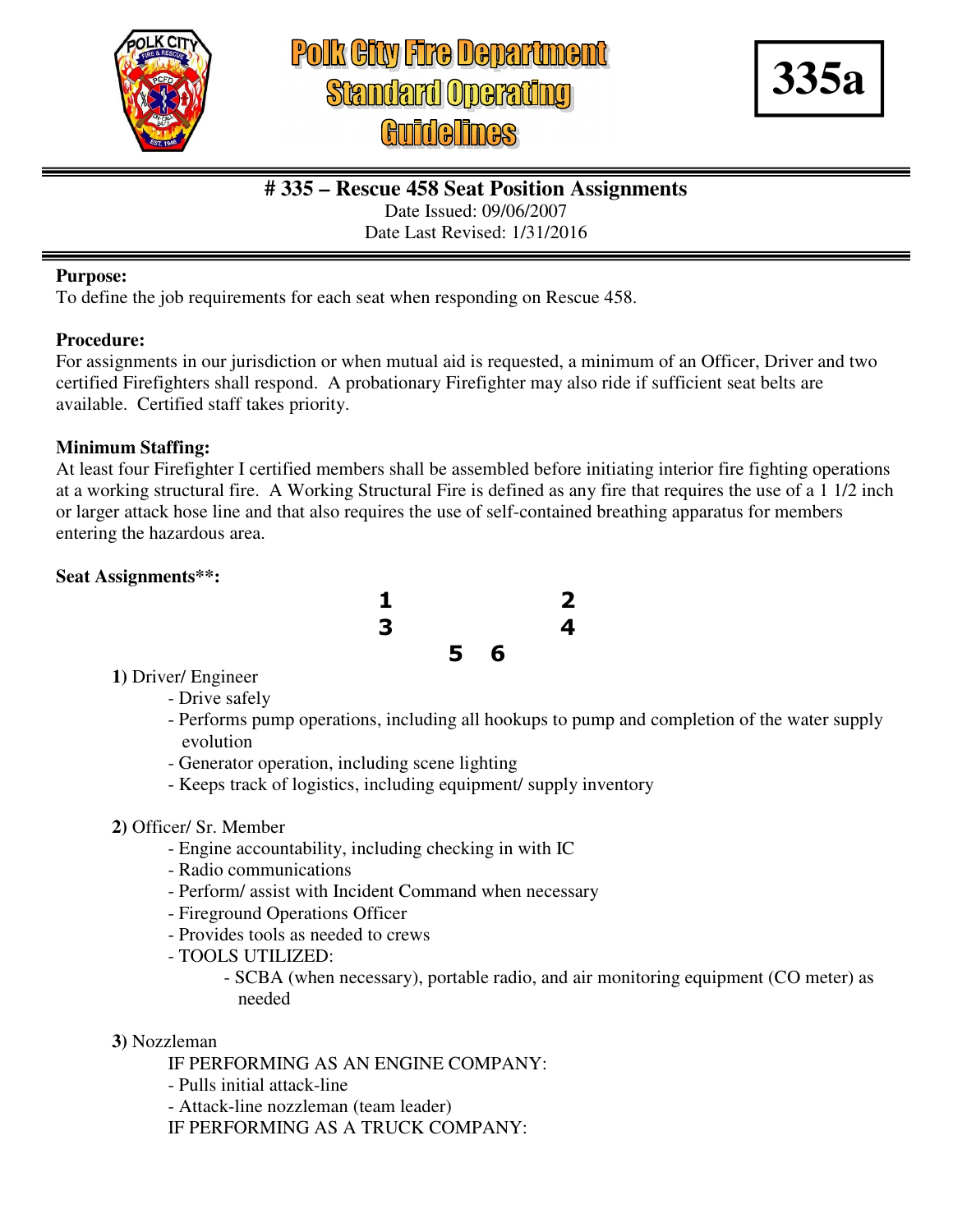# Polk City Fire Department Standard Operating Guidelines

**335a**

## # 335 – Rescue 458 Seat Position Assignments

Date Issued: 09/06/2007
Date Last Revised: 1/31/2016

**Purpose:**
To define the job requirements for each seat when responding on Rescue 458.

**Procedure:**
For assignments in our jurisdiction or when mutual aid is requested, a minimum of an Officer, Driver and two certified Firefighters shall respond. A probationary Firefighter may also ride if sufficient seat belts are available. Certified staff takes priority.

**Minimum Staffing:**
At least four Firefighter I certified members shall be assembled before initiating interior fire fighting operations at a working structural fire. A Working Structural Fire is defined as any fire that requires the use of a 1 1/2 inch or larger attack hose line and that also requires the use of self-contained breathing apparatus for members entering the hazardous area.

**Seat Assignments**\*\*:**

```
1           2
3           4
      5  6
```

**1)** Driver/ Engineer
- Drive safely
- Performs pump operations, including all hookups to pump and completion of the water supply evolution
- Generator operation, including scene lighting
- Keeps track of logistics, including equipment/ supply inventory

**2)** Officer/ Sr. Member
- Engine accountability, including checking in with IC
- Radio communications
- Perform/ assist with Incident Command when necessary
- Fireground Operations Officer
- Provides tools as needed to crews
- TOOLS UTILIZED:
  - SCBA (when necessary), portable radio, and air monitoring equipment (CO meter) as needed

**3)** Nozzleman

IF PERFORMING AS AN ENGINE COMPANY:
- Pulls initial attack-line
- Attack-line nozzleman (team leader)

IF PERFORMING AS A TRUCK COMPANY: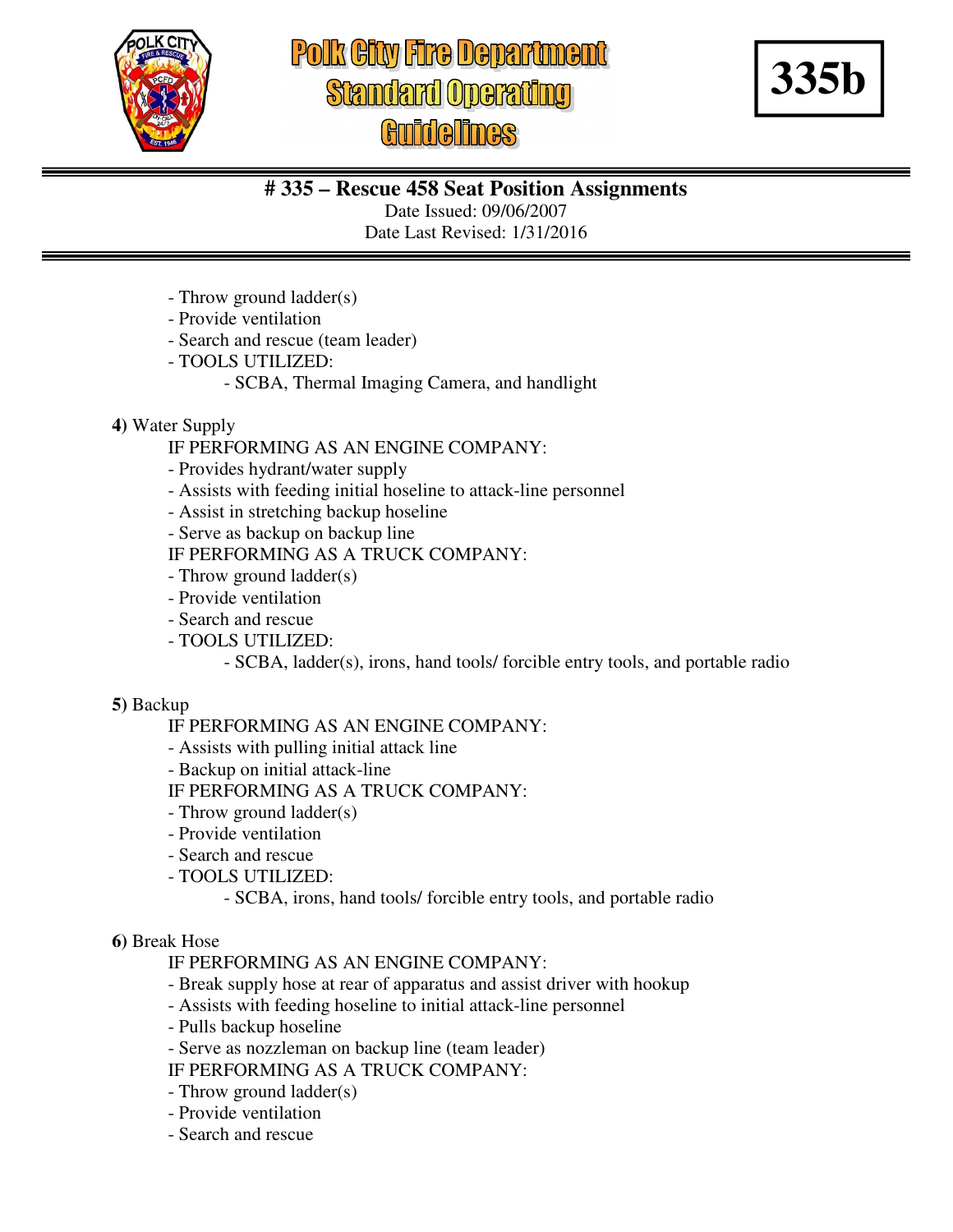- Throw ground ladder(s)
- Provide ventilation
- Search and rescue (team leader)
- TOOLS UTILIZED:
    - SCBA, Thermal Imaging Camera, and handlight

**4)** Water Supply

IF PERFORMING AS AN ENGINE COMPANY:
- Provides hydrant/water supply
- Assists with feeding initial hoseline to attack-line personnel
- Assist in stretching backup hoseline
- Serve as backup on backup line

IF PERFORMING AS A TRUCK COMPANY:
- Throw ground ladder(s)
- Provide ventilation
- Search and rescue
- TOOLS UTILIZED:
    - SCBA, ladder(s), irons, hand tools/ forcible entry tools, and portable radio

**5)** Backup

IF PERFORMING AS AN ENGINE COMPANY:
- Assists with pulling initial attack line
- Backup on initial attack-line

IF PERFORMING AS A TRUCK COMPANY:
- Throw ground ladder(s)
- Provide ventilation
- Search and rescue
- TOOLS UTILIZED:
    - SCBA, irons, hand tools/ forcible entry tools, and portable radio

**6)** Break Hose

IF PERFORMING AS AN ENGINE COMPANY:
- Break supply hose at rear of apparatus and assist driver with hookup
- Assists with feeding hoseline to initial attack-line personnel
- Pulls backup hoseline
- Serve as nozzleman on backup line (team leader)

IF PERFORMING AS A TRUCK COMPANY:
- Throw ground ladder(s)
- Provide ventilation
- Search and rescue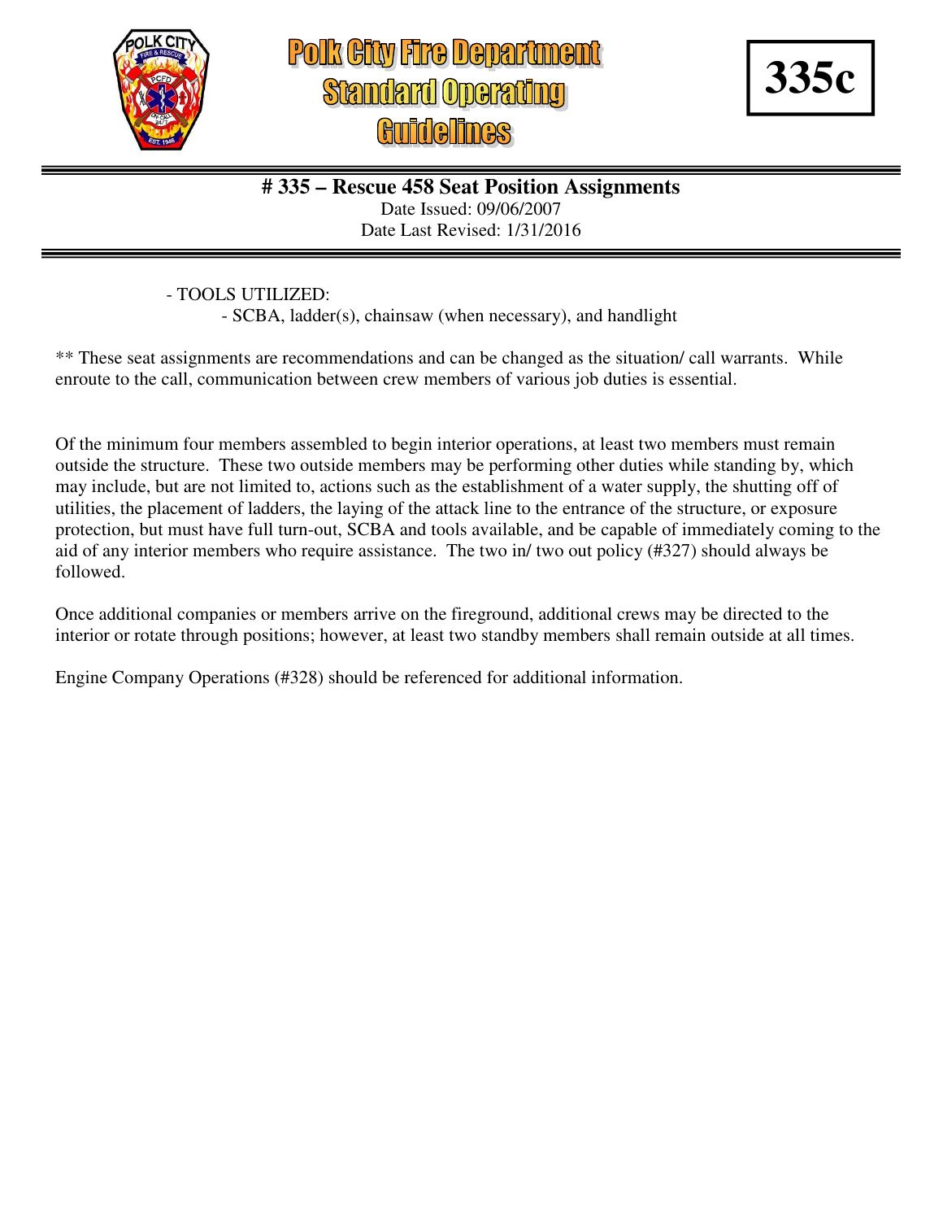- TOOLS UTILIZED:
    - SCBA, ladder(s), chainsaw (when necessary), and handlight

** These seat assignments are recommendations and can be changed as the situation/ call warrants. While enroute to the call, communication between crew members of various job duties is essential.

Of the minimum four members assembled to begin interior operations, at least two members must remain outside the structure. These two outside members may be performing other duties while standing by, which may include, but are not limited to, actions such as the establishment of a water supply, the shutting off of utilities, the placement of ladders, the laying of the attack line to the entrance of the structure, or exposure protection, but must have full turn-out, SCBA and tools available, and be capable of immediately coming to the aid of any interior members who require assistance. The two in/ two out policy (#327) should always be followed.

Once additional companies or members arrive on the fireground, additional crews may be directed to the interior or rotate through positions; however, at least two standby members shall remain outside at all times.

Engine Company Operations (#328) should be referenced for additional information.